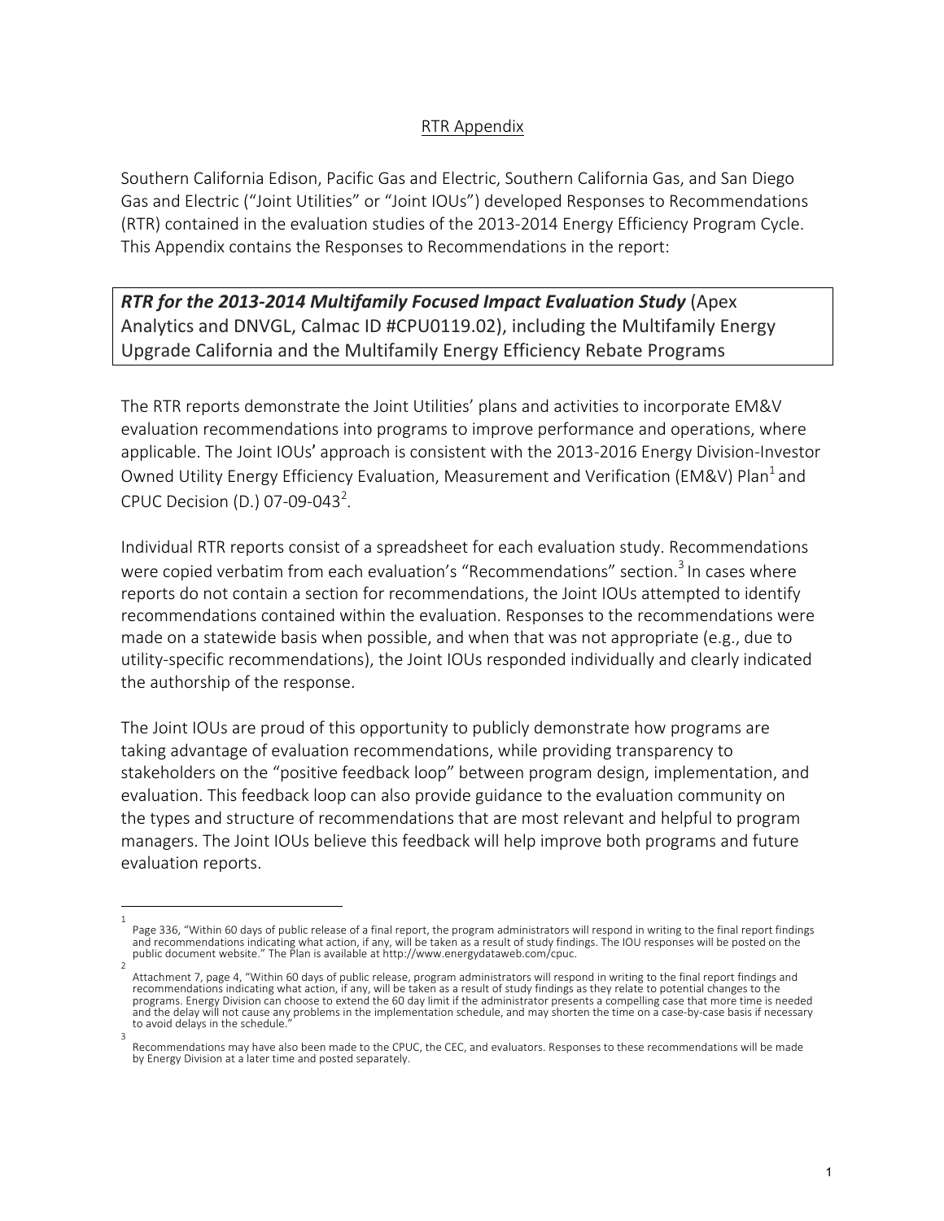RTR Appendix

Southern California Edison, Pacific Gas and Electric, Southern California Gas, and San Diego Gas and Electric ("Joint Utilities" or "Joint IOUs") developed Responses to Recommendations (RTR) contained in the evaluation studies of the 2013-2014 Energy Efficiency Program Cycle. This Appendix contains the Responses to Recommendations in the report:

***RTR for the 2013-2014 Multifamily Focused Impact Evaluation Study*** (Apex Analytics and DNVGL, Calmac ID #CPU0119.02), including the Multifamily Energy Upgrade California and the Multifamily Energy Efficiency Rebate Programs

The RTR reports demonstrate the Joint Utilities' plans and activities to incorporate EM&V evaluation recommendations into programs to improve performance and operations, where applicable. The Joint IOUs' approach is consistent with the 2013-2016 Energy Division-Investor Owned Utility Energy Efficiency Evaluation, Measurement and Verification (EM&V) Plan[1] and CPUC Decision (D.) 07-09-043[2].

Individual RTR reports consist of a spreadsheet for each evaluation study. Recommendations were copied verbatim from each evaluation's "Recommendations" section.[3] In cases where reports do not contain a section for recommendations, the Joint IOUs attempted to identify recommendations contained within the evaluation. Responses to the recommendations were made on a statewide basis when possible, and when that was not appropriate (e.g., due to utility-specific recommendations), the Joint IOUs responded individually and clearly indicated the authorship of the response.

The Joint IOUs are proud of this opportunity to publicly demonstrate how programs are taking advantage of evaluation recommendations, while providing transparency to stakeholders on the "positive feedback loop" between program design, implementation, and evaluation. This feedback loop can also provide guidance to the evaluation community on the types and structure of recommendations that are most relevant and helpful to program managers. The Joint IOUs believe this feedback will help improve both programs and future evaluation reports.

---

[1] Page 336, "Within 60 days of public release of a final report, the program administrators will respond in writing to the final report findings and recommendations indicating what action, if any, will be taken as a result of study findings. The IOU responses will be posted on the public document website." The Plan is available at http://www.energydataweb.com/cpuc.

[2] Attachment 7, page 4, "Within 60 days of public release, program administrators will respond in writing to the final report findings and recommendations indicating what action, if any, will be taken as a result of study findings as they relate to potential changes to the programs. Energy Division can choose to extend the 60 day limit if the administrator presents a compelling case that more time is needed and the delay will not cause any problems in the implementation schedule, and may shorten the time on a case-by-case basis if necessary to avoid delays in the schedule."

[3] Recommendations may have also been made to the CPUC, the CEC, and evaluators. Responses to these recommendations will be made by Energy Division at a later time and posted separately.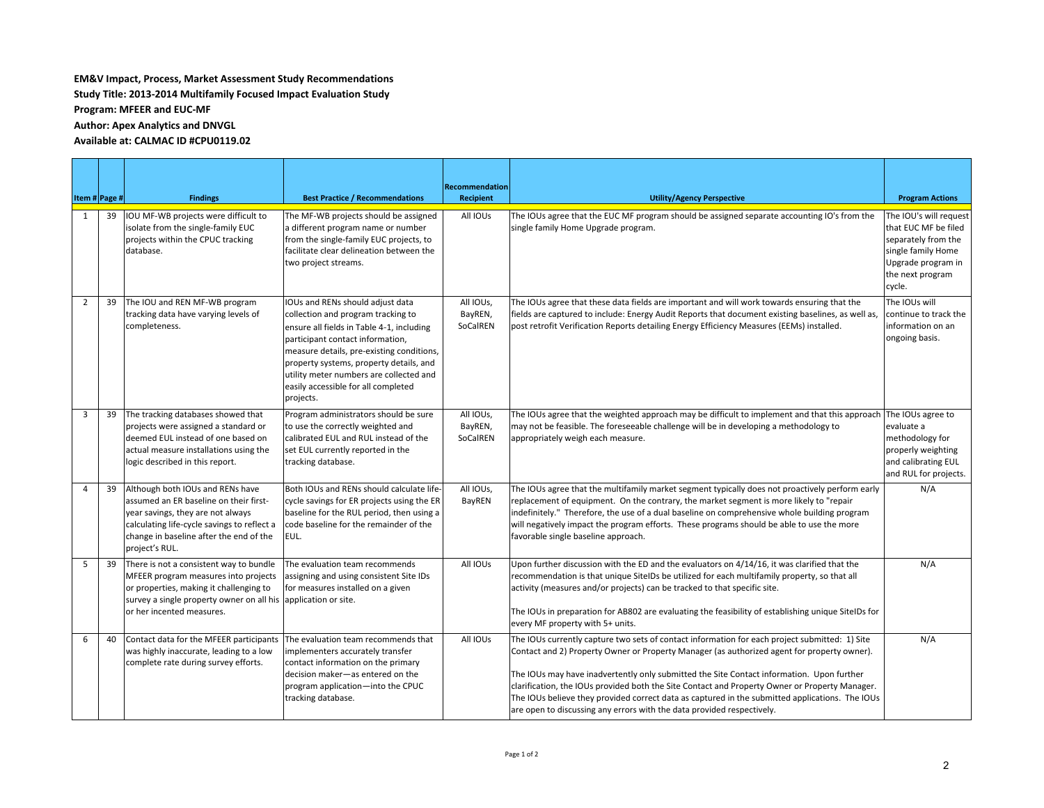**EM&V Impact, Process, Market Assessment Study Recommendations**

**Study Title: 2013-2014 Multifamily Focused Impact Evaluation Study**

**Program: MFEER and EUC-MF**

**Author: Apex Analytics and DNVGL**

**Available at: CALMAC ID #CPU0119.02**

| Item # | Page # | Findings | Best Practice / Recommendations | Recommendation Recipient | Utility/Agency Perspective | Program Actions |
|---|---|---|---|---|---|---|
| 1 | 39 | IOU MF-WB projects were difficult to isolate from the single-family EUC projects within the CPUC tracking database. | The MF-WB projects should be assigned a different program name or number from the single-family EUC projects, to facilitate clear delineation between the two project streams. | All IOUs | The IOUs agree that the EUC MF program should be assigned separate accounting IO's from the single family Home Upgrade program. | The IOU's will request that EUC MF be filed separately from the single family Home Upgrade program in the next program cycle. |
| 2 | 39 | The IOU and REN MF-WB program tracking data have varying levels of completeness. | IOUs and RENs should adjust data collection and program tracking to ensure all fields in Table 4-1, including participant contact information, measure details, pre-existing conditions, property systems, property details, and utility meter numbers are collected and easily accessible for all completed projects. | All IOUs, BayREN, SoCalREN | The IOUs agree that these data fields are important and will work towards ensuring that the fields are captured to include: Energy Audit Reports that document existing baselines, as well as, post retrofit Verification Reports detailing Energy Efficiency Measures (EEMs) installed. | The IOUs will continue to track the information on an ongoing basis. |
| 3 | 39 | The tracking databases showed that projects were assigned a standard or deemed EUL instead of one based on actual measure installations using the logic described in this report. | Program administrators should be sure to use the correctly weighted and calibrated EUL and RUL instead of the set EUL currently reported in the tracking database. | All IOUs, BayREN, SoCalREN | The IOUs agree that the weighted approach may be difficult to implement and that this approach may not be feasible. The foreseeable challenge will be in developing a methodology to appropriately weigh each measure. | The IOUs agree to evaluate a methodology for properly weighting and calibrating EUL and RUL for projects. |
| 4 | 39 | Although both IOUs and RENs have assumed an ER baseline on their first-year savings, they are not always calculating life-cycle savings to reflect a change in baseline after the end of the project's RUL. | Both IOUs and RENs should calculate life-cycle savings for ER projects using the ER baseline for the RUL period, then using a code baseline for the remainder of the EUL. | All IOUs, BayREN | The IOUs agree that the multifamily market segment typically does not proactively perform early replacement of equipment. On the contrary, the market segment is more likely to "repair indefinitely." Therefore, the use of a dual baseline on comprehensive whole building program will negatively impact the program efforts. These programs should be able to use the more favorable single baseline approach. | N/A |
| 5 | 39 | There is not a consistent way to bundle MFEER program measures into projects or properties, making it challenging to survey a single property owner on all his or her incented measures. | The evaluation team recommends assigning and using consistent Site IDs for measures installed on a given application or site. | All IOUs | Upon further discussion with the ED and the evaluators on 4/14/16, it was clarified that the recommendation is that unique SiteIDs be utilized for each multifamily property, so that all activity (measures and/or projects) can be tracked to that specific site.<br><br>The IOUs in preparation for AB802 are evaluating the feasibility of establishing unique SiteIDs for every MF property with 5+ units. | N/A |
| 6 | 40 | Contact data for the MFEER participants was highly inaccurate, leading to a low complete rate during survey efforts. | The evaluation team recommends that implementers accurately transfer contact information on the primary decision maker—as entered on the program application—into the CPUC tracking database. | All IOUs | The IOUs currently capture two sets of contact information for each project submitted: 1) Site Contact and 2) Property Owner or Property Manager (as authorized agent for property owner).<br><br>The IOUs may have inadvertently only submitted the Site Contact information. Upon further clarification, the IOUs provided both the Site Contact and Property Owner or Property Manager. The IOUs believe they provided correct data as captured in the submitted applications. The IOUs are open to discussing any errors with the data provided respectively. | N/A |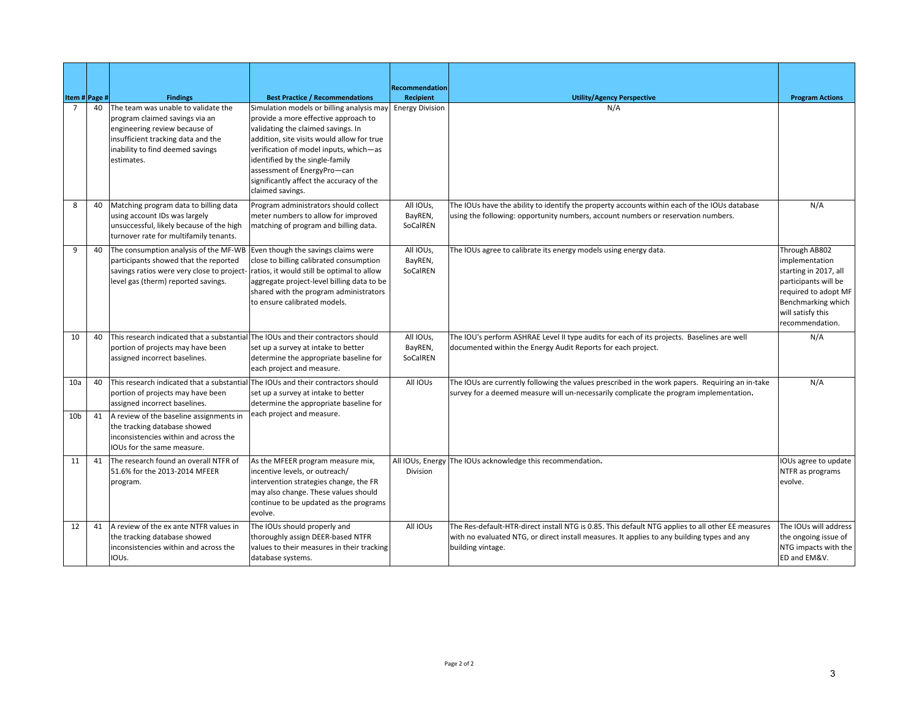| Item # | Page # | Findings | Best Practice / Recommendations | Recommendation Recipient | Utility/Agency Perspective | Program Actions |
|---|---|---|---|---|---|---|
| 7 | 40 | The team was unable to validate the program claimed savings via an engineering review because of insufficient tracking data and the inability to find deemed savings estimates. | Simulation models or billing analysis may provide a more effective approach to validating the claimed savings. In addition, site visits would allow for true verification of model inputs, which—as identified by the single-family assessment of EnergyPro—can significantly affect the accuracy of the claimed savings. | Energy Division | N/A | |
| 8 | 40 | Matching program data to billing data using account IDs was largely unsuccessful, likely because of the high turnover rate for multifamily tenants. | Program administrators should collect meter numbers to allow for improved matching of program and billing data. | All IOUs, BayREN, SoCalREN | The IOUs have the ability to identify the property accounts within each of the IOUs database using the following: opportunity numbers, account numbers or reservation numbers. | N/A |
| 9 | 40 | The consumption analysis of the MF-WB participants showed that the reported savings ratios were very close to project-level gas (therm) reported savings. | Even though the savings claims were close to billing calibrated consumption ratios, it would still be optimal to allow aggregate project-level billing data to be shared with the program administrators to ensure calibrated models. | All IOUs, BayREN, SoCalREN | The IOUs agree to calibrate its energy models using energy data. | Through AB802 implementation starting in 2017, all participants will be required to adopt MF Benchmarking which will satisfy this recommendation. |
| 10 | 40 | This research indicated that a substantial portion of projects may have been assigned incorrect baselines. | The IOUs and their contractors should set up a survey at intake to better determine the appropriate baseline for each project and measure. | All IOUs, BayREN, SoCalREN | The IOU's perform ASHRAE Level II type audits for each of its projects. Baselines are well documented within the Energy Audit Reports for each project. | N/A |
| 10a | 40 | This research indicated that a substantial portion of projects may have been assigned incorrect baselines. | The IOUs and their contractors should set up a survey at intake to better determine the appropriate baseline for each project and measure. | All IOUs | The IOUs are currently following the values prescribed in the work papers. Requiring an in-take survey for a deemed measure will un-necessarily complicate the program implementation. | N/A |
| 10b | 41 | A review of the baseline assignments in the tracking database showed inconsistencies within and across the IOUs for the same measure. | | | | |
| 11 | 41 | The research found an overall NTFR of 51.6% for the 2013-2014 MFEER program. | As the MFEER program measure mix, incentive levels, or outreach/ intervention strategies change, the FR may also change. These values should continue to be updated as the programs evolve. | All IOUs, Energy Division | The IOUs acknowledge this recommendation. | IOUs agree to update NTFR as programs evolve. |
| 12 | 41 | A review of the ex ante NTFR values in the tracking database showed inconsistencies within and across the IOUs. | The IOUs should properly and thoroughly assign DEER-based NTFR values to their measures in their tracking database systems. | All IOUs | The Res-default-HTR-direct install NTG is 0.85. This default NTG applies to all other EE measures with no evaluated NTG, or direct install measures. It applies to any building types and any building vintage. | The IOUs will address the ongoing issue of NTG impacts with the ED and EM&V. |